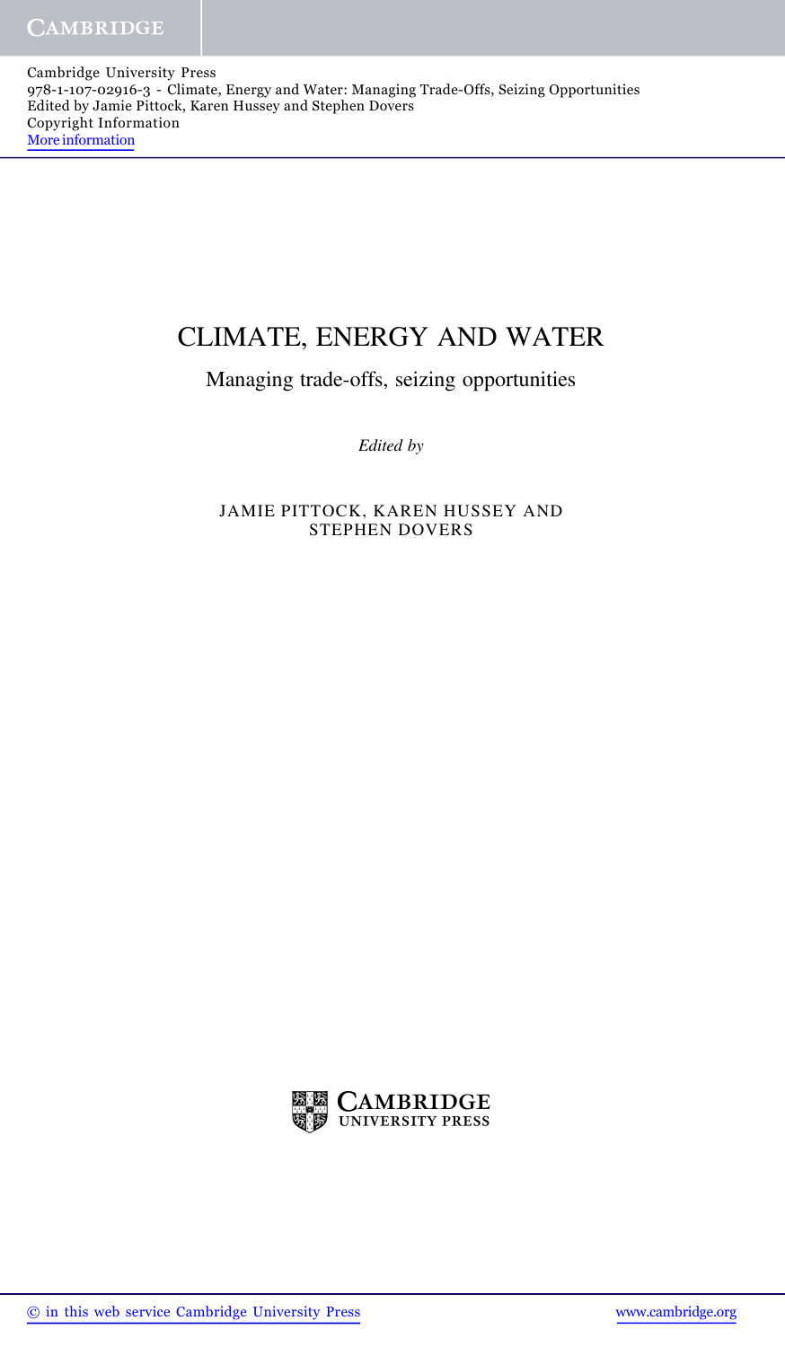# CLIMATE, ENERGY AND WATER

## Managing trade-offs, seizing opportunities

*Edited by*

JAMIE PITTOCK, KAREN HUSSEY AND STEPHEN DOVERS

CAMBRIDGE UNIVERSITY PRESS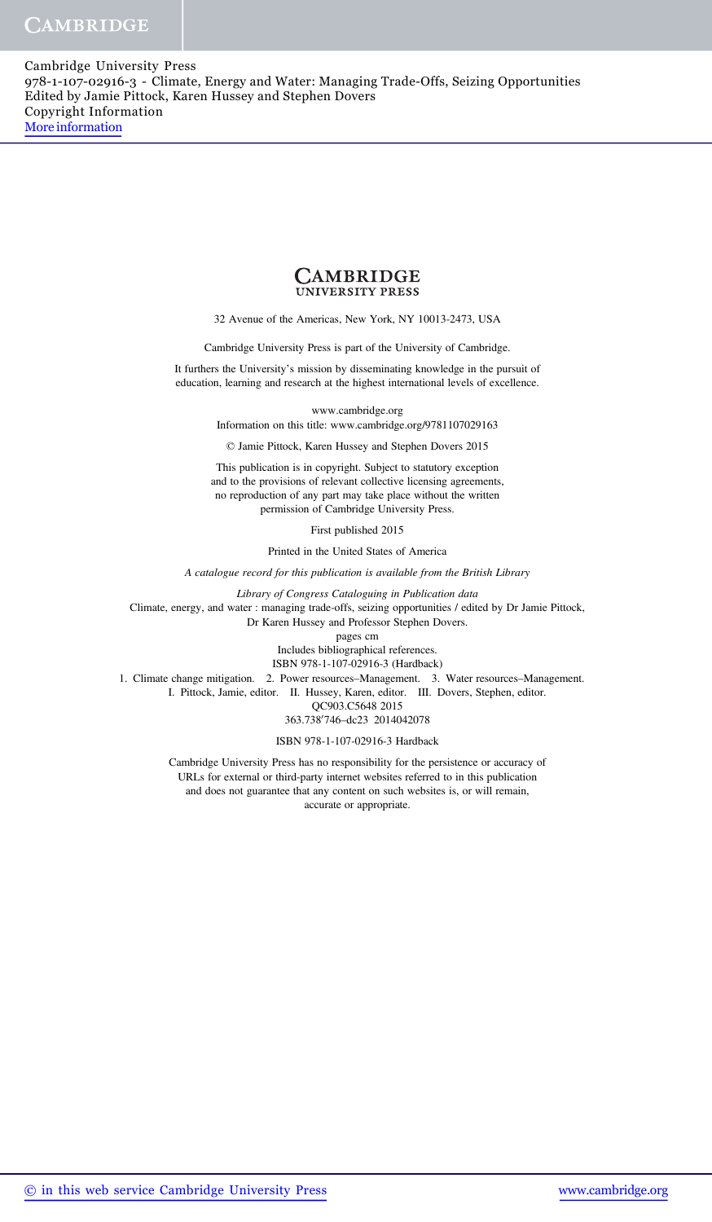Cambridge University Press
978-1-107-02916-3 - Climate, Energy and Water: Managing Trade-Offs, Seizing Opportunities
Edited by Jamie Pittock, Karen Hussey and Stephen Dovers
Copyright Information
More information

**CAMBRIDGE**
**UNIVERSITY PRESS**

32 Avenue of the Americas, New York, NY 10013-2473, USA

Cambridge University Press is part of the University of Cambridge.

It furthers the University's mission by disseminating knowledge in the pursuit of education, learning and research at the highest international levels of excellence.

www.cambridge.org
Information on this title: www.cambridge.org/9781107029163

© Jamie Pittock, Karen Hussey and Stephen Dovers 2015

This publication is in copyright. Subject to statutory exception and to the provisions of relevant collective licensing agreements, no reproduction of any part may take place without the written permission of Cambridge University Press.

First published 2015

Printed in the United States of America

*A catalogue record for this publication is available from the British Library*

*Library of Congress Cataloguing in Publication data*
Climate, energy, and water : managing trade-offs, seizing opportunities / edited by Dr Jamie Pittock, Dr Karen Hussey and Professor Stephen Dovers.
pages cm
Includes bibliographical references.
ISBN 978-1-107-02916-3 (Hardback)
1. Climate change mitigation. 2. Power resources–Management. 3. Water resources–Management. I. Pittock, Jamie, editor. II. Hussey, Karen, editor. III. Dovers, Stephen, editor.
QC903.C5648 2015
363.738′746–dc23 2014042078

ISBN 978-1-107-02916-3 Hardback

Cambridge University Press has no responsibility for the persistence or accuracy of URLs for external or third-party internet websites referred to in this publication and does not guarantee that any content on such websites is, or will remain, accurate or appropriate.